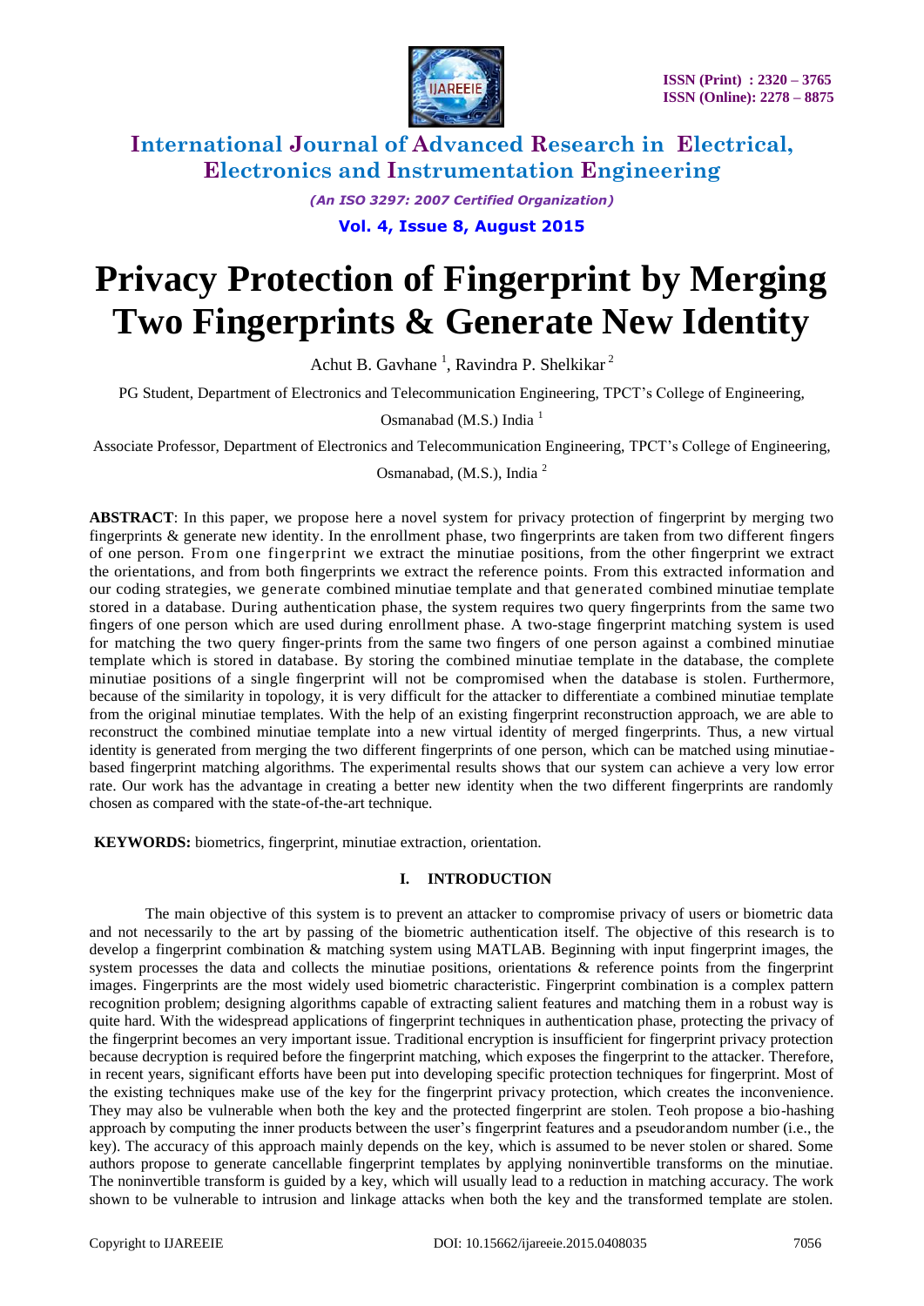# Privacy Protection of Fingerprint by Merging Two Fingerprints & Generate New Identity

Achut B. Gavhane [1], Ravindra P. Shelkikar [2]

PG Student, Department of Electronics and Telecommunication Engineering, TPCT's College of Engineering, Osmanabad (M.S.) India [1]

Associate Professor, Department of Electronics and Telecommunication Engineering, TPCT's College of Engineering, Osmanabad, (M.S.), India [2]

**ABSTRACT**: In this paper, we propose here a novel system for privacy protection of fingerprint by merging two fingerprints & generate new identity. In the enrollment phase, two fingerprints are taken from two different fingers of one person. From one fingerprint we extract the minutiae positions, from the other fingerprint we extract the orientations, and from both fingerprints we extract the reference points. From this extracted information and our coding strategies, we generate combined minutiae template and that generated combined minutiae template stored in a database. During authentication phase, the system requires two query fingerprints from the same two fingers of one person which are used during enrollment phase. A two-stage fingerprint matching system is used for matching the two query finger-prints from the same two fingers of one person against a combined minutiae template which is stored in database. By storing the combined minutiae template in the database, the complete minutiae positions of a single fingerprint will not be compromised when the database is stolen. Furthermore, because of the similarity in topology, it is very difficult for the attacker to differentiate a combined minutiae template from the original minutiae templates. With the help of an existing fingerprint reconstruction approach, we are able to reconstruct the combined minutiae template into a new virtual identity of merged fingerprints. Thus, a new virtual identity is generated from merging the two different fingerprints of one person, which can be matched using minutiae-based fingerprint matching algorithms. The experimental results shows that our system can achieve a very low error rate. Our work has the advantage in creating a better new identity when the two different fingerprints are randomly chosen as compared with the state-of-the-art technique.

**KEYWORDS:** biometrics, fingerprint, minutiae extraction, orientation.

## I. INTRODUCTION

The main objective of this system is to prevent an attacker to compromise privacy of users or biometric data and not necessarily to the art by passing of the biometric authentication itself. The objective of this research is to develop a fingerprint combination & matching system using MATLAB. Beginning with input fingerprint images, the system processes the data and collects the minutiae positions, orientations & reference points from the fingerprint images. Fingerprints are the most widely used biometric characteristic. Fingerprint combination is a complex pattern recognition problem; designing algorithms capable of extracting salient features and matching them in a robust way is quite hard. With the widespread applications of fingerprint techniques in authentication phase, protecting the privacy of the fingerprint becomes an very important issue. Traditional encryption is insufficient for fingerprint privacy protection because decryption is required before the fingerprint matching, which exposes the fingerprint to the attacker. Therefore, in recent years, significant efforts have been put into developing specific protection techniques for fingerprint. Most of the existing techniques make use of the key for the fingerprint privacy protection, which creates the inconvenience. They may also be vulnerable when both the key and the protected fingerprint are stolen. Teoh propose a bio-hashing approach by computing the inner products between the user's fingerprint features and a pseudorandom number (i.e., the key). The accuracy of this approach mainly depends on the key, which is assumed to be never stolen or shared. Some authors propose to generate cancellable fingerprint templates by applying noninvertible transforms on the minutiae. The noninvertible transform is guided by a key, which will usually lead to a reduction in matching accuracy. The work shown to be vulnerable to intrusion and linkage attacks when both the key and the transformed template are stolen.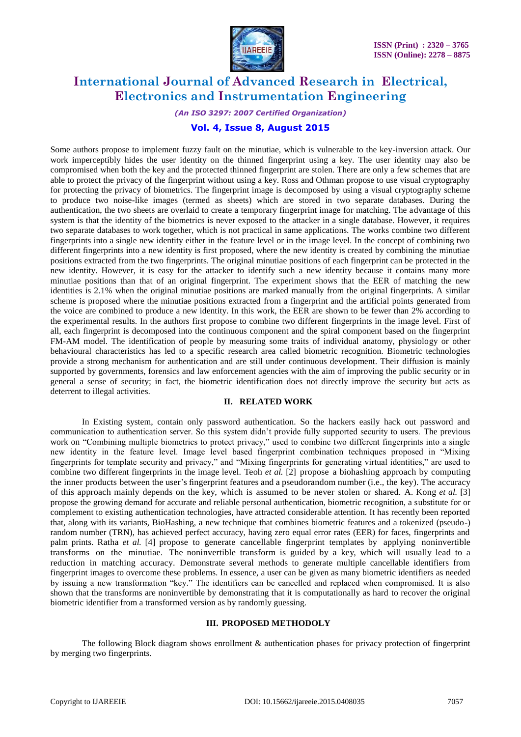Some authors propose to implement fuzzy fault on the minutiae, which is vulnerable to the key-inversion attack. Our work imperceptibly hides the user identity on the thinned fingerprint using a key. The user identity may also be compromised when both the key and the protected thinned fingerprint are stolen. There are only a few schemes that are able to protect the privacy of the fingerprint without using a key. Ross and Othman propose to use visual cryptography for protecting the privacy of biometrics. The fingerprint image is decomposed by using a visual cryptography scheme to produce two noise-like images (termed as sheets) which are stored in two separate databases. During the authentication, the two sheets are overlaid to create a temporary fingerprint image for matching. The advantage of this system is that the identity of the biometrics is never exposed to the attacker in a single database. However, it requires two separate databases to work together, which is not practical in same applications. The works combine two different fingerprints into a single new identity either in the feature level or in the image level. In the concept of combining two different fingerprints into a new identity is first proposed, where the new identity is created by combining the minutiae positions extracted from the two fingerprints. The original minutiae positions of each fingerprint can be protected in the new identity. However, it is easy for the attacker to identify such a new identity because it contains many more minutiae positions than that of an original fingerprint. The experiment shows that the EER of matching the new identities is 2.1% when the original minutiae positions are marked manually from the original fingerprints. A similar scheme is proposed where the minutiae positions extracted from a fingerprint and the artificial points generated from the voice are combined to produce a new identity. In this work, the EER are shown to be fewer than 2% according to the experimental results. In the authors first propose to combine two different fingerprints in the image level. First of all, each fingerprint is decomposed into the continuous component and the spiral component based on the fingerprint FM-AM model. The identification of people by measuring some traits of individual anatomy, physiology or other behavioural characteristics has led to a specific research area called biometric recognition. Biometric technologies provide a strong mechanism for authentication and are still under continuous development. Their diffusion is mainly supported by governments, forensics and law enforcement agencies with the aim of improving the public security or in general a sense of security; in fact, the biometric identification does not directly improve the security but acts as deterrent to illegal activities.

## II. RELATED WORK

In Existing system, contain only password authentication. So the hackers easily hack out password and communication to authentication server. So this system didn't provide fully supported security to users. The previous work on "Combining multiple biometrics to protect privacy," used to combine two different fingerprints into a single new identity in the feature level. Image level based fingerprint combination techniques proposed in "Mixing fingerprints for template security and privacy," and "Mixing fingerprints for generating virtual identities," are used to combine two different fingerprints in the image level. Teoh *et al.* [2] propose a biohashing approach by computing the inner products between the user's fingerprint features and a pseudorandom number (i.e., the key). The accuracy of this approach mainly depends on the key, which is assumed to be never stolen or shared. A. Kong *et al.* [3] propose the growing demand for accurate and reliable personal authentication, biometric recognition, a substitute for or complement to existing authentication technologies, have attracted considerable attention. It has recently been reported that, along with its variants, BioHashing, a new technique that combines biometric features and a tokenized (pseudo-) random number (TRN), has achieved perfect accuracy, having zero equal error rates (EER) for faces, fingerprints and palm prints. Ratha *et al.* [4] propose to generate cancellable fingerprint templates by applying noninvertible transforms on the minutiae. The noninvertible transform is guided by a key, which will usually lead to a reduction in matching accuracy. Demonstrate several methods to generate multiple cancellable identifiers from fingerprint images to overcome these problems. In essence, a user can be given as many biometric identifiers as needed by issuing a new transformation "key." The identifiers can be cancelled and replaced when compromised. It is also shown that the transforms are noninvertible by demonstrating that it is computationally as hard to recover the original biometric identifier from a transformed version as by randomly guessing.

## III. PROPOSED METHODOLY

The following Block diagram shows enrollment & authentication phases for privacy protection of fingerprint by merging two fingerprints.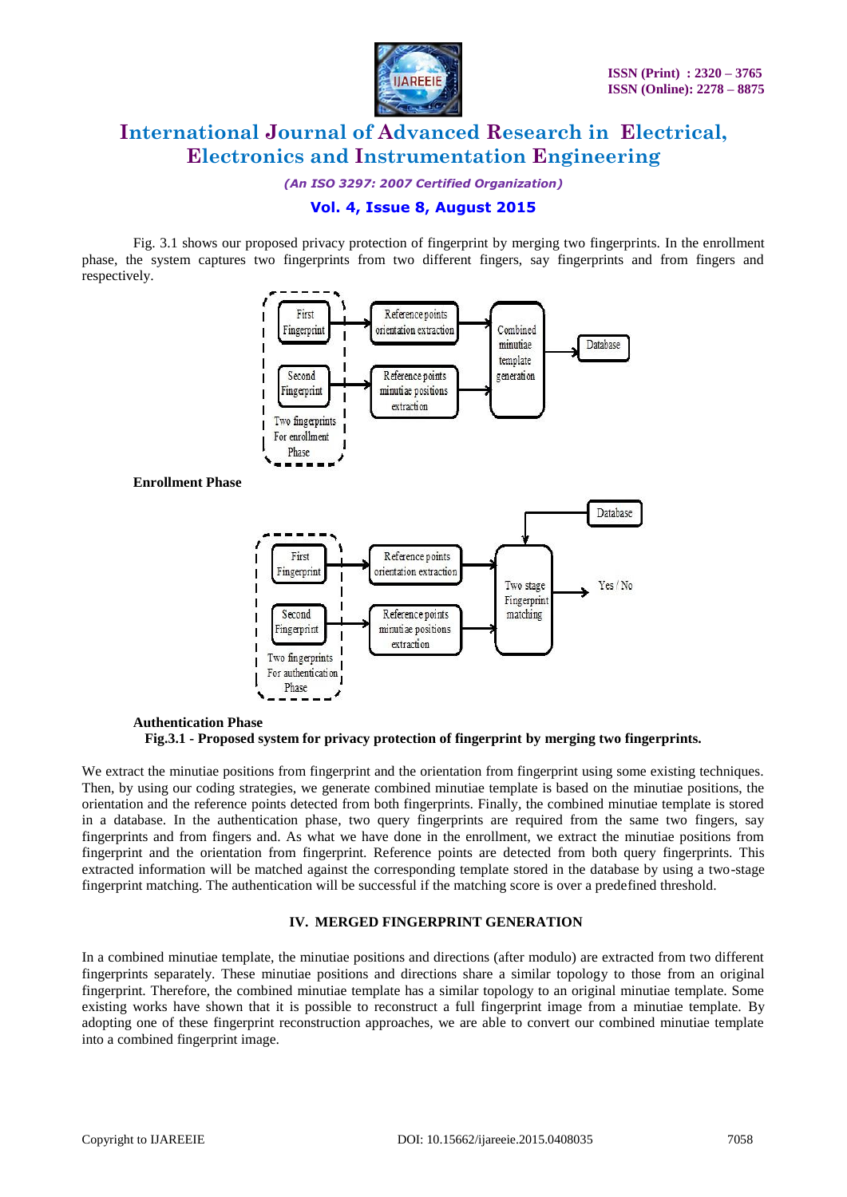Fig. 3.1 shows our proposed privacy protection of fingerprint by merging two fingerprints. In the enrollment phase, the system captures two fingerprints from two different fingers, say fingerprints and from fingers and respectively.

**Enrollment Phase**

**Authentication Phase**

**Fig.3.1 - Proposed system for privacy protection of fingerprint by merging two fingerprints.**

We extract the minutiae positions from fingerprint and the orientation from fingerprint using some existing techniques. Then, by using our coding strategies, we generate combined minutiae template is based on the minutiae positions, the orientation and the reference points detected from both fingerprints. Finally, the combined minutiae template is stored in a database. In the authentication phase, two query fingerprints are required from the same two fingers, say fingerprints and from fingers and. As what we have done in the enrollment, we extract the minutiae positions from fingerprint and the orientation from fingerprint. Reference points are detected from both query fingerprints. This extracted information will be matched against the corresponding template stored in the database by using a two-stage fingerprint matching. The authentication will be successful if the matching score is over a predefined threshold.

## IV. MERGED FINGERPRINT GENERATION

In a combined minutiae template, the minutiae positions and directions (after modulo) are extracted from two different fingerprints separately. These minutiae positions and directions share a similar topology to those from an original fingerprint. Therefore, the combined minutiae template has a similar topology to an original minutiae template. Some existing works have shown that it is possible to reconstruct a full fingerprint image from a minutiae template. By adopting one of these fingerprint reconstruction approaches, we are able to convert our combined minutiae template into a combined fingerprint image.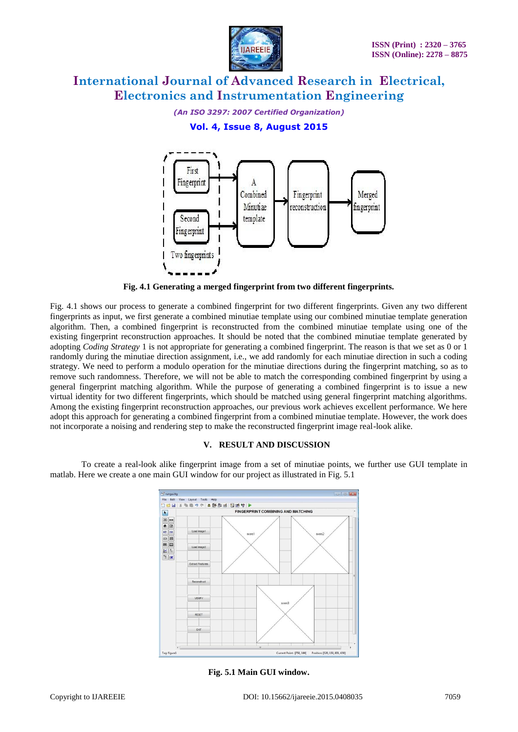**Fig. 4.1 Generating a merged fingerprint from two different fingerprints.**

Fig. 4.1 shows our process to generate a combined fingerprint for two different fingerprints. Given any two different fingerprints as input, we first generate a combined minutiae template using our combined minutiae template generation algorithm. Then, a combined fingerprint is reconstructed from the combined minutiae template using one of the existing fingerprint reconstruction approaches. It should be noted that the combined minutiae template generated by adopting *Coding Strategy* 1 is not appropriate for generating a combined fingerprint. The reason is that we set as 0 or 1 randomly during the minutiae direction assignment, i.e., we add randomly for each minutiae direction in such a coding strategy. We need to perform a modulo operation for the minutiae directions during the fingerprint matching, so as to remove such randomness. Therefore, we will not be able to match the corresponding combined fingerprint by using a general fingerprint matching algorithm. While the purpose of generating a combined fingerprint is to issue a new virtual identity for two different fingerprints, which should be matched using general fingerprint matching algorithms. Among the existing fingerprint reconstruction approaches, our previous work achieves excellent performance. We here adopt this approach for generating a combined fingerprint from a combined minutiae template. However, the work does not incorporate a noising and rendering step to make the reconstructed fingerprint image real-look alike.

## V. RESULT AND DISCUSSION

To create a real-look alike fingerprint image from a set of minutiae points, we further use GUI template in matlab. Here we create a one main GUI window for our project as illustrated in Fig. 5.1

**Fig. 5.1 Main GUI window.**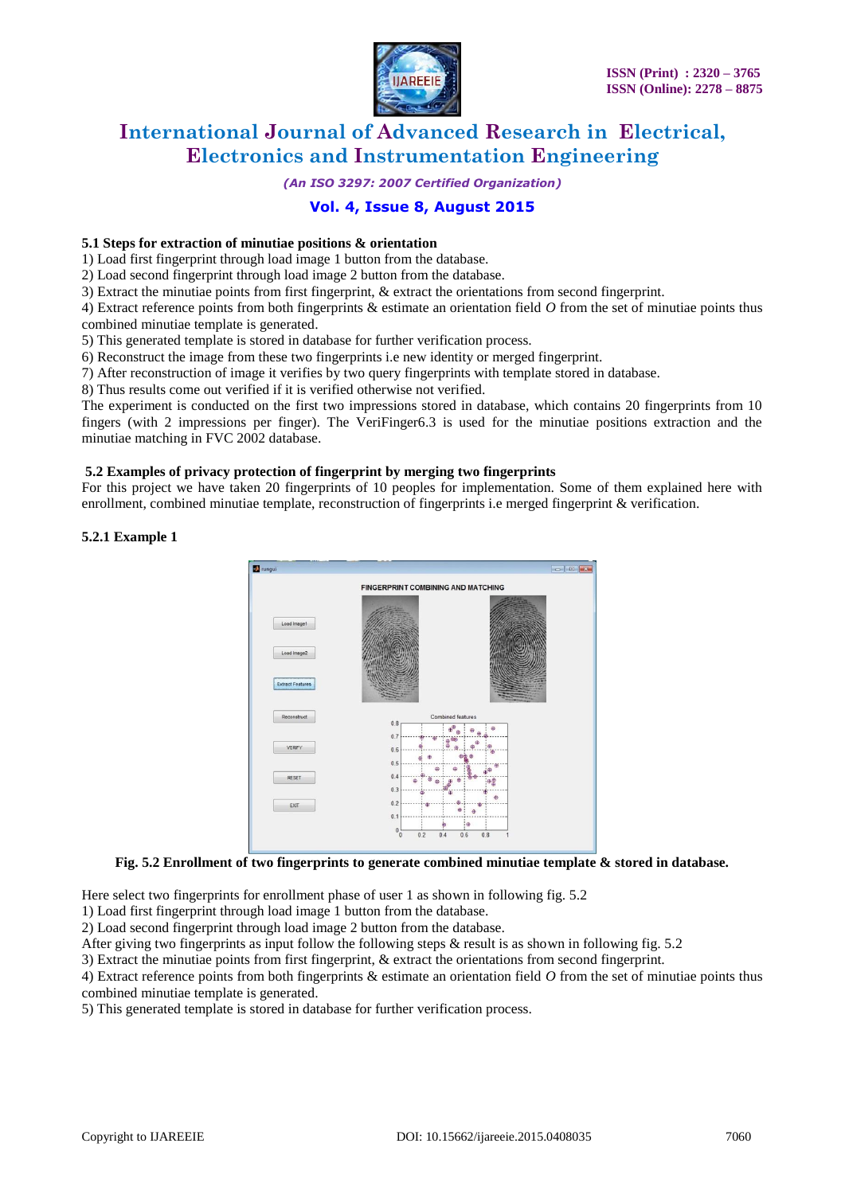### 5.1 Steps for extraction of minutiae positions & orientation

1) Load first fingerprint through load image 1 button from the database.
2) Load second fingerprint through load image 2 button from the database.
3) Extract the minutiae points from first fingerprint, & extract the orientations from second fingerprint.
4) Extract reference points from both fingerprints & estimate an orientation field *O* from the set of minutiae points thus combined minutiae template is generated.
5) This generated template is stored in database for further verification process.
6) Reconstruct the image from these two fingerprints i.e new identity or merged fingerprint.
7) After reconstruction of image it verifies by two query fingerprints with template stored in database.
8) Thus results come out verified if it is verified otherwise not verified.

The experiment is conducted on the first two impressions stored in database, which contains 20 fingerprints from 10 fingers (with 2 impressions per finger). The VeriFinger6.3 is used for the minutiae positions extraction and the minutiae matching in FVC 2002 database.

### 5.2 Examples of privacy protection of fingerprint by merging two fingerprints

For this project we have taken 20 fingerprints of 10 peoples for implementation. Some of them explained here with enrollment, combined minutiae template, reconstruction of fingerprints i.e merged fingerprint & verification.

#### 5.2.1 Example 1

**Fig. 5.2 Enrollment of two fingerprints to generate combined minutiae template & stored in database.**

Here select two fingerprints for enrollment phase of user 1 as shown in following fig. 5.2

1) Load first fingerprint through load image 1 button from the database.
2) Load second fingerprint through load image 2 button from the database.

After giving two fingerprints as input follow the following steps & result is as shown in following fig. 5.2

3) Extract the minutiae points from first fingerprint, & extract the orientations from second fingerprint.
4) Extract reference points from both fingerprints & estimate an orientation field *O* from the set of minutiae points thus combined minutiae template is generated.
5) This generated template is stored in database for further verification process.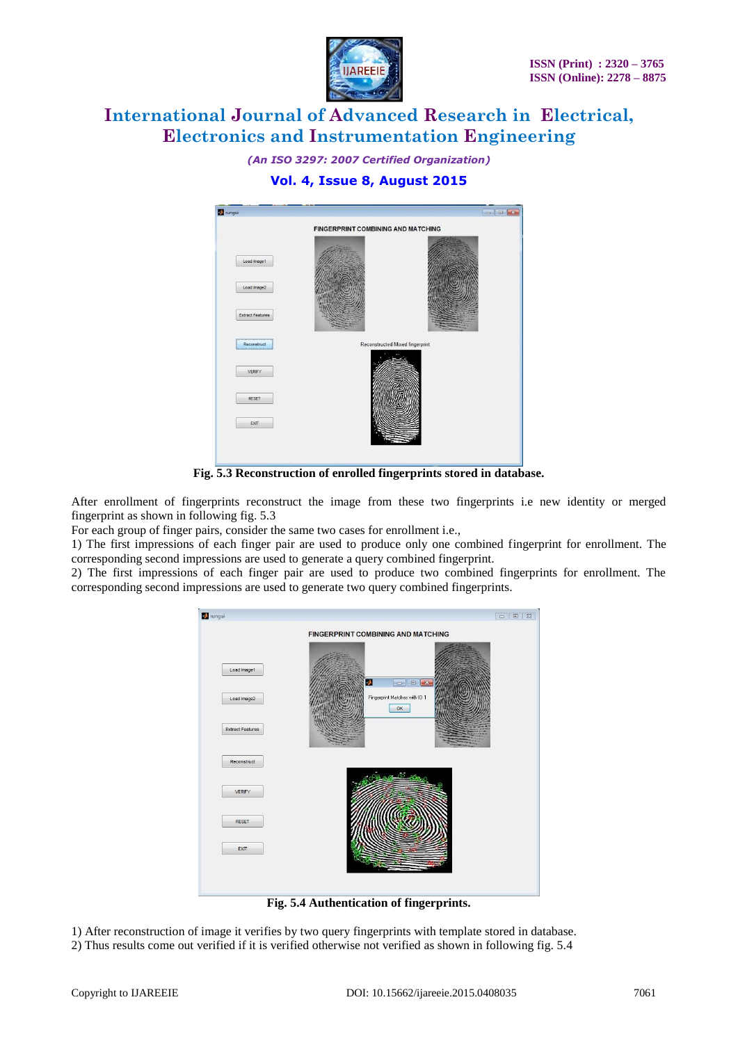Fig. 5.3 Reconstruction of enrolled fingerprints stored in database.

After enrollment of fingerprints reconstruct the image from these two fingerprints i.e new identity or merged fingerprint as shown in following fig. 5.3

For each group of finger pairs, consider the same two cases for enrollment i.e.,

1) The first impressions of each finger pair are used to produce only one combined fingerprint for enrollment. The corresponding second impressions are used to generate a query combined fingerprint.

2) The first impressions of each finger pair are used to produce two combined fingerprints for enrollment. The corresponding second impressions are used to generate two query combined fingerprints.

Fig. 5.4 Authentication of fingerprints.

1) After reconstruction of image it verifies by two query fingerprints with template stored in database.

2) Thus results come out verified if it is verified otherwise not verified as shown in following fig. 5.4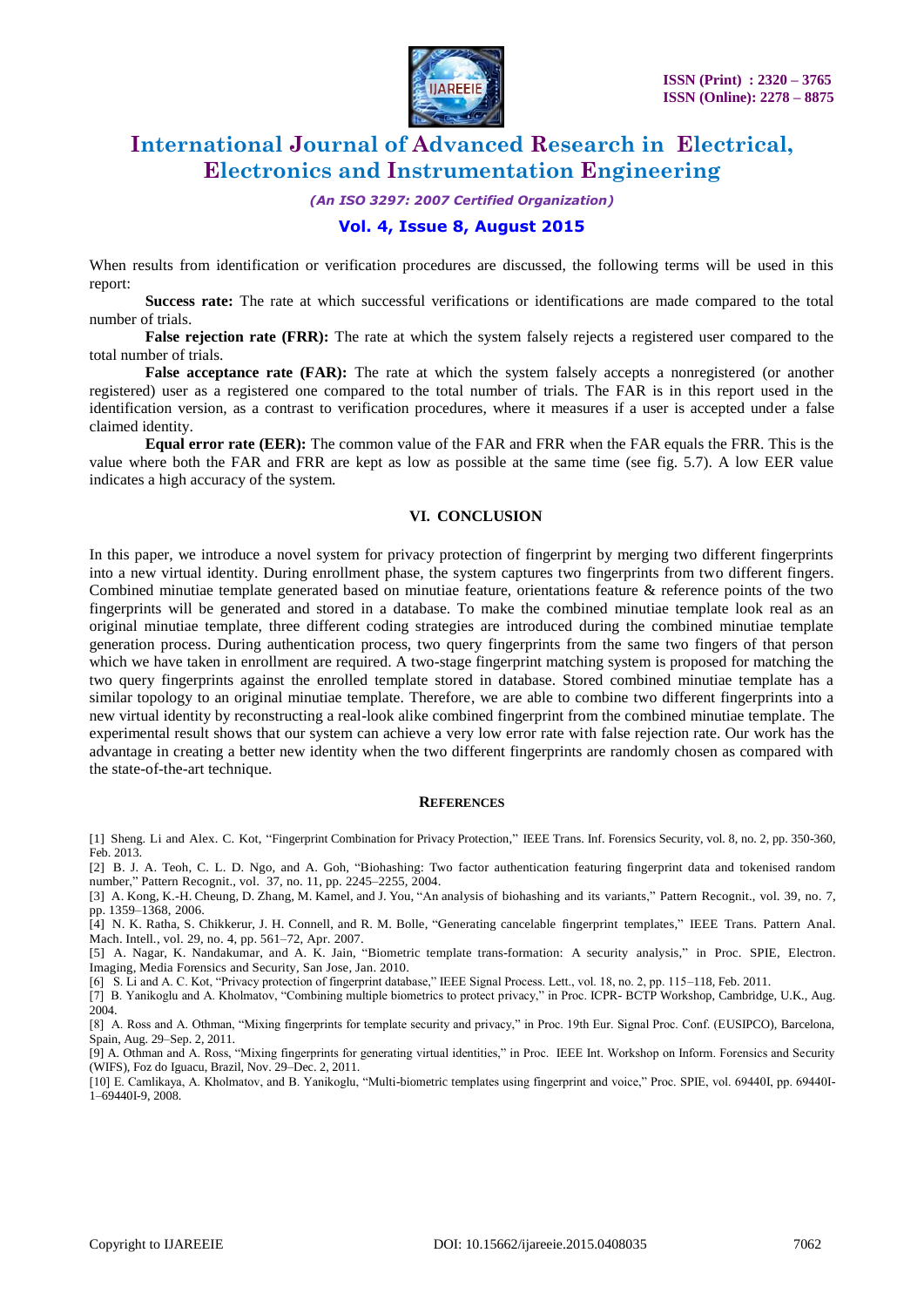When results from identification or verification procedures are discussed, the following terms will be used in this report:

**Success rate:** The rate at which successful verifications or identifications are made compared to the total number of trials.

**False rejection rate (FRR):** The rate at which the system falsely rejects a registered user compared to the total number of trials.

**False acceptance rate (FAR):** The rate at which the system falsely accepts a nonregistered (or another registered) user as a registered one compared to the total number of trials. The FAR is in this report used in the identification version, as a contrast to verification procedures, where it measures if a user is accepted under a false claimed identity.

**Equal error rate (EER):** The common value of the FAR and FRR when the FAR equals the FRR. This is the value where both the FAR and FRR are kept as low as possible at the same time (see fig. 5.7). A low EER value indicates a high accuracy of the system.

## VI. CONCLUSION

In this paper, we introduce a novel system for privacy protection of fingerprint by merging two different fingerprints into a new virtual identity. During enrollment phase, the system captures two fingerprints from two different fingers. Combined minutiae template generated based on minutiae feature, orientations feature & reference points of the two fingerprints will be generated and stored in a database. To make the combined minutiae template look real as an original minutiae template, three different coding strategies are introduced during the combined minutiae template generation process. During authentication process, two query fingerprints from the same two fingers of that person which we have taken in enrollment are required. A two-stage fingerprint matching system is proposed for matching the two query fingerprints against the enrolled template stored in database. Stored combined minutiae template has a similar topology to an original minutiae template. Therefore, we are able to combine two different fingerprints into a new virtual identity by reconstructing a real-look alike combined fingerprint from the combined minutiae template. The experimental result shows that our system can achieve a very low error rate with false rejection rate. Our work has the advantage in creating a better new identity when the two different fingerprints are randomly chosen as compared with the state-of-the-art technique.

## REFERENCES

[1] Sheng. Li and Alex. C. Kot, "Fingerprint Combination for Privacy Protection," IEEE Trans. Inf. Forensics Security, vol. 8, no. 2, pp. 350-360, Feb. 2013.

[2] B. J. A. Teoh, C. L. D. Ngo, and A. Goh, "Biohashing: Two factor authentication featuring fingerprint data and tokenised random number," Pattern Recognit., vol. 37, no. 11, pp. 2245–2255, 2004.

[3] A. Kong, K.-H. Cheung, D. Zhang, M. Kamel, and J. You, "An analysis of biohashing and its variants," Pattern Recognit., vol. 39, no. 7, pp. 1359–1368, 2006.

[4] N. K. Ratha, S. Chikkerur, J. H. Connell, and R. M. Bolle, "Generating cancelable fingerprint templates," IEEE Trans. Pattern Anal. Mach. Intell., vol. 29, no. 4, pp. 561–72, Apr. 2007.

[5] A. Nagar, K. Nandakumar, and A. K. Jain, "Biometric template trans-formation: A security analysis," in Proc. SPIE, Electron. Imaging, Media Forensics and Security, San Jose, Jan. 2010.

[6] S. Li and A. C. Kot, "Privacy protection of fingerprint database," IEEE Signal Process. Lett., vol. 18, no. 2, pp. 115–118, Feb. 2011.

[7] B. Yanikoglu and A. Kholmatov, "Combining multiple biometrics to protect privacy," in Proc. ICPR- BCTP Workshop, Cambridge, U.K., Aug. 2004.

[8] A. Ross and A. Othman, "Mixing fingerprints for template security and privacy," in Proc. 19th Eur. Signal Proc. Conf. (EUSIPCO), Barcelona, Spain, Aug. 29–Sep. 2, 2011.

[9] A. Othman and A. Ross, "Mixing fingerprints for generating virtual identities," in Proc. IEEE Int. Workshop on Inform. Forensics and Security (WIFS), Foz do Iguacu, Brazil, Nov. 29–Dec. 2, 2011.

[10] E. Camlikaya, A. Kholmatov, and B. Yanikoglu, "Multi-biometric templates using fingerprint and voice," Proc. SPIE, vol. 69440I, pp. 69440I-1–69440I-9, 2008.